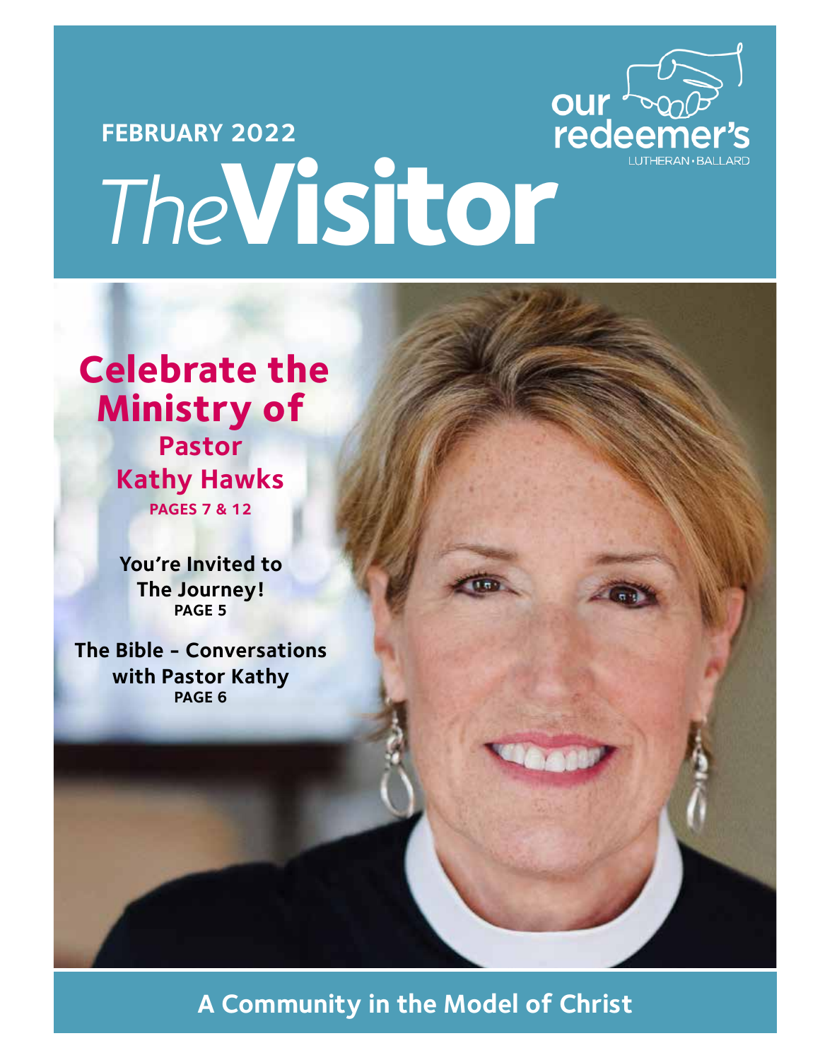our redeemer's

LUTHERAN • BALLARD

FEBRUARY 2022

# *The* Visitor

## Celebrate the Ministry of Pastor Kathy Hawks

**PAGES 7 & 12**

**You're Invited to The Journey!**
**PAGE 5**

**The Bible - Conversations with Pastor Kathy**
**PAGE 6**

**A Community in the Model of Christ**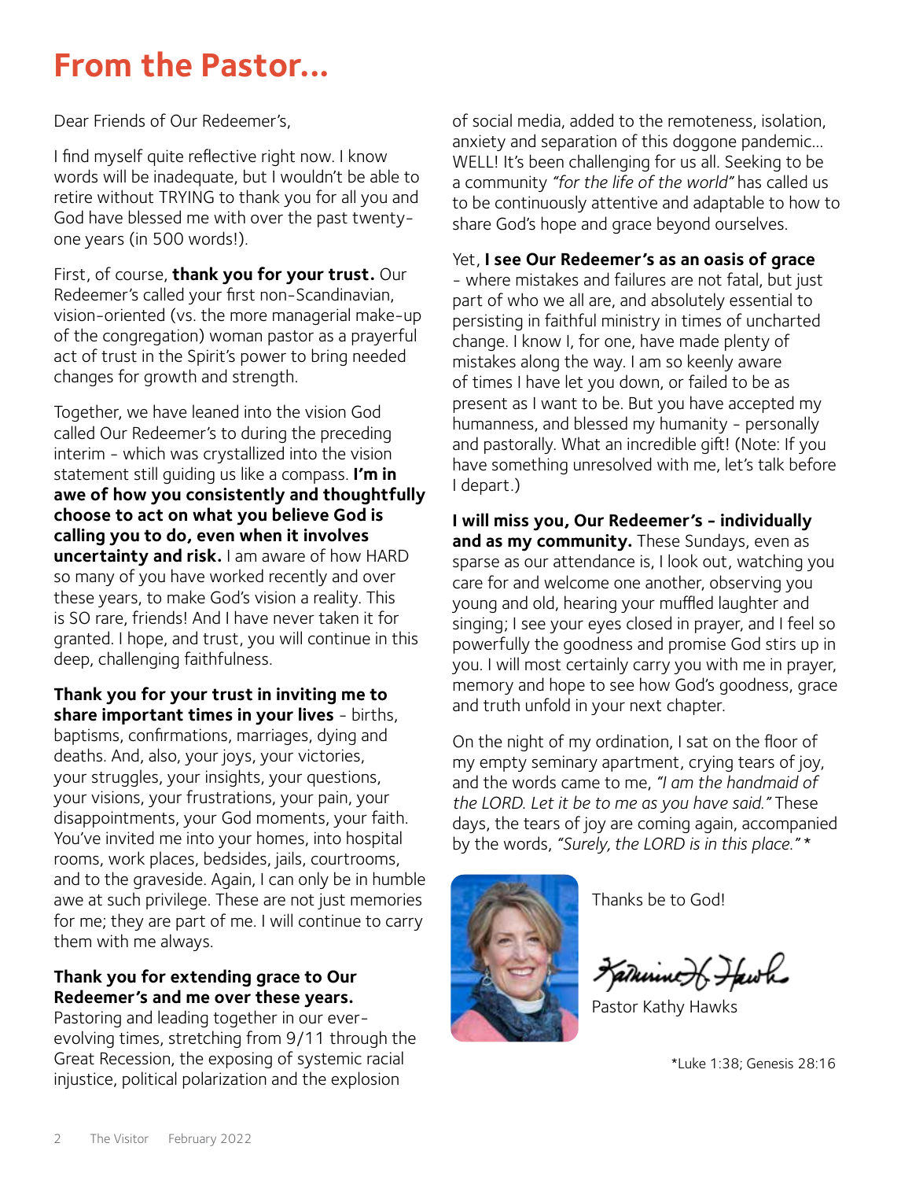# From the Pastor...

Dear Friends of Our Redeemer's,

I find myself quite reflective right now. I know words will be inadequate, but I wouldn't be able to retire without TRYING to thank you for all you and God have blessed me with over the past twenty-one years (in 500 words!).

First, of course, **thank you for your trust.** Our Redeemer's called your first non-Scandinavian, vision-oriented (vs. the more managerial make-up of the congregation) woman pastor as a prayerful act of trust in the Spirit's power to bring needed changes for growth and strength.

Together, we have leaned into the vision God called Our Redeemer's to during the preceding interim - which was crystallized into the vision statement still guiding us like a compass. **I'm in awe of how you consistently and thoughtfully choose to act on what you believe God is calling you to do, even when it involves uncertainty and risk.** I am aware of how HARD so many of you have worked recently and over these years, to make God's vision a reality. This is SO rare, friends! And I have never taken it for granted. I hope, and trust, you will continue in this deep, challenging faithfulness.

**Thank you for your trust in inviting me to share important times in your lives** - births, baptisms, confirmations, marriages, dying and deaths. And, also, your joys, your victories, your struggles, your insights, your questions, your visions, your frustrations, your pain, your disappointments, your God moments, your faith. You've invited me into your homes, into hospital rooms, work places, bedsides, jails, courtrooms, and to the graveside. Again, I can only be in humble awe at such privilege. These are not just memories for me; they are part of me. I will continue to carry them with me always.

**Thank you for extending grace to Our Redeemer's and me over these years.** Pastoring and leading together in our ever-evolving times, stretching from 9/11 through the Great Recession, the exposing of systemic racial injustice, political polarization and the explosion of social media, added to the remoteness, isolation, anxiety and separation of this doggone pandemic... WELL! It's been challenging for us all. Seeking to be a community *"for the life of the world"* has called us to be continuously attentive and adaptable to how to share God's hope and grace beyond ourselves.

Yet, **I see Our Redeemer's as an oasis of grace** - where mistakes and failures are not fatal, but just part of who we all are, and absolutely essential to persisting in faithful ministry in times of uncharted change. I know I, for one, have made plenty of mistakes along the way. I am so keenly aware of times I have let you down, or failed to be as present as I want to be. But you have accepted my humanness, and blessed my humanity - personally and pastorally. What an incredible gift! (Note: If you have something unresolved with me, let's talk before I depart.)

**I will miss you, Our Redeemer's - individually and as my community.** These Sundays, even as sparse as our attendance is, I look out, watching you care for and welcome one another, observing you young and old, hearing your muffled laughter and singing; I see your eyes closed in prayer, and I feel so powerfully the goodness and promise God stirs up in you. I will most certainly carry you with me in prayer, memory and hope to see how God's goodness, grace and truth unfold in your next chapter.

On the night of my ordination, I sat on the floor of my empty seminary apartment, crying tears of joy, and the words came to me, *"I am the handmaid of the LORD. Let it be to me as you have said."* These days, the tears of joy are coming again, accompanied by the words, *"Surely, the LORD is in this place."* *

Thanks be to God!

Pastor Kathy Hawks

*Luke 1:38; Genesis 28:16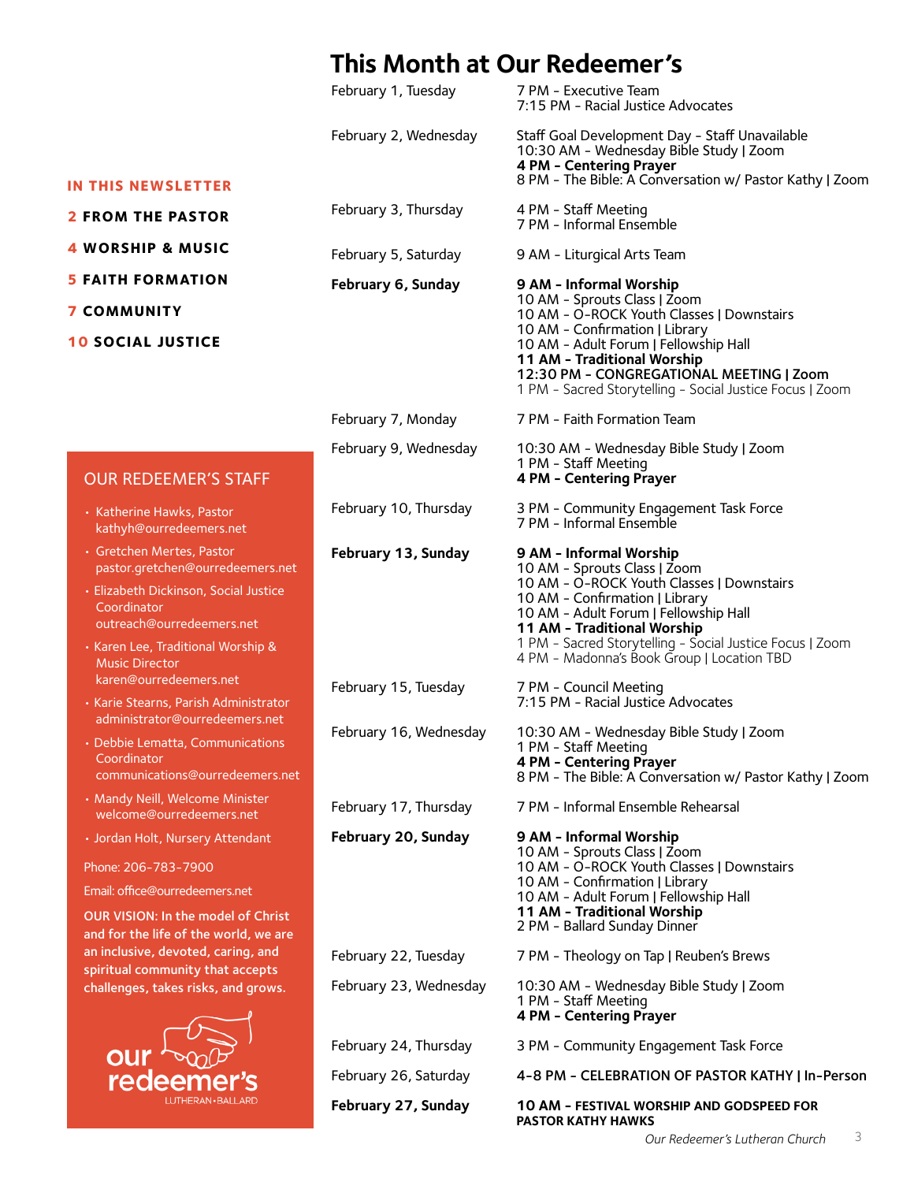# This Month at Our Redeemer's

| Date | Events |
| --- | --- |
| February 1, Tuesday | 7 PM - Executive Team<br>7:15 PM - Racial Justice Advocates |
| February 2, Wednesday | Staff Goal Development Day - Staff Unavailable<br>10:30 AM - Wednesday Bible Study \| Zoom<br>**4 PM - Centering Prayer**<br>8 PM - The Bible: A Conversation w/ Pastor Kathy \| Zoom |
| February 3, Thursday | 4 PM - Staff Meeting<br>7 PM - Informal Ensemble |
| February 5, Saturday | 9 AM - Liturgical Arts Team |
| **February 6, Sunday** | **9 AM - Informal Worship**<br>10 AM - Sprouts Class \| Zoom<br>10 AM - O-ROCK Youth Classes \| Downstairs<br>10 AM - Confirmation \| Library<br>10 AM - Adult Forum \| Fellowship Hall<br>**11 AM - Traditional Worship**<br>**12:30 PM - CONGREGATIONAL MEETING \| Zoom**<br>1 PM - Sacred Storytelling - Social Justice Focus \| Zoom |
| February 7, Monday | 7 PM - Faith Formation Team |
| February 9, Wednesday | 10:30 AM - Wednesday Bible Study \| Zoom<br>1 PM - Staff Meeting<br>**4 PM - Centering Prayer** |
| February 10, Thursday | 3 PM - Community Engagement Task Force<br>7 PM - Informal Ensemble |
| **February 13, Sunday** | **9 AM - Informal Worship**<br>10 AM - Sprouts Class \| Zoom<br>10 AM - O-ROCK Youth Classes \| Downstairs<br>10 AM - Confirmation \| Library<br>10 AM - Adult Forum \| Fellowship Hall<br>**11 AM - Traditional Worship**<br>1 PM - Sacred Storytelling - Social Justice Focus \| Zoom<br>4 PM - Madonna's Book Group \| Location TBD |
| February 15, Tuesday | 7 PM - Council Meeting<br>7:15 PM - Racial Justice Advocates |
| February 16, Wednesday | 10:30 AM - Wednesday Bible Study \| Zoom<br>1 PM - Staff Meeting<br>**4 PM - Centering Prayer**<br>8 PM - The Bible: A Conversation w/ Pastor Kathy \| Zoom |
| February 17, Thursday | 7 PM - Informal Ensemble Rehearsal |
| **February 20, Sunday** | **9 AM - Informal Worship**<br>10 AM - Sprouts Class \| Zoom<br>10 AM - O-ROCK Youth Classes \| Downstairs<br>10 AM - Confirmation \| Library<br>10 AM - Adult Forum \| Fellowship Hall<br>**11 AM - Traditional Worship**<br>2 PM - Ballard Sunday Dinner |
| February 22, Tuesday | 7 PM - Theology on Tap \| Reuben's Brews |
| February 23, Wednesday | 10:30 AM - Wednesday Bible Study \| Zoom<br>1 PM - Staff Meeting<br>**4 PM - Centering Prayer** |
| February 24, Thursday | 3 PM - Community Engagement Task Force |
| February 26, Saturday | **4-8 PM - CELEBRATION OF PASTOR KATHY \| In-Person** |
| **February 27, Sunday** | **10 AM - FESTIVAL WORSHIP AND GODSPEED FOR PASTOR KATHY HAWKS** |

**IN THIS NEWSLETTER**

**2 FROM THE PASTOR**

**4 WORSHIP & MUSIC**

**5 FAITH FORMATION**

**7 COMMUNITY**

**10 SOCIAL JUSTICE**

## OUR REDEEMER'S STAFF

- Katherine Hawks, Pastor
  kathyh@ourredeemers.net
- Gretchen Mertes, Pastor
  pastor.gretchen@ourredeemers.net
- Elizabeth Dickinson, Social Justice Coordinator
  outreach@ourredeemers.net
- Karen Lee, Traditional Worship & Music Director
  karen@ourredeemers.net
- Karie Stearns, Parish Administrator
  administrator@ourredeemers.net
- Debbie Lematta, Communications Coordinator
  communications@ourredeemers.net
- Mandy Neill, Welcome Minister
  welcome@ourredeemers.net
- Jordan Holt, Nursery Attendant

Phone: 206-783-7900

Email: office@ourredeemers.net

**OUR VISION: In the model of Christ and for the life of the world, we are an inclusive, devoted, caring, and spiritual community that accepts challenges, takes risks, and grows.**

our redeemer's
LUTHERAN • BALLARD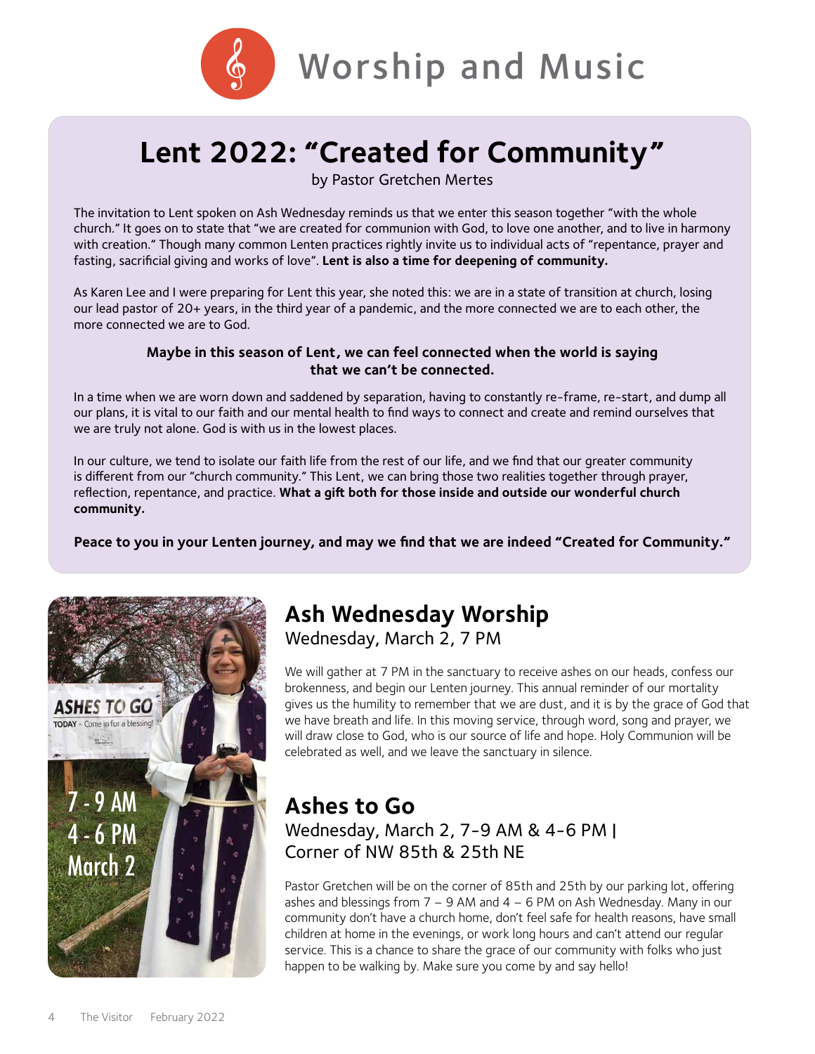# Worship and Music

## Lent 2022: "Created for Community"

by Pastor Gretchen Mertes

The invitation to Lent spoken on Ash Wednesday reminds us that we enter this season together "with the whole church." It goes on to state that "we are created for communion with God, to love one another, and to live in harmony with creation." Though many common Lenten practices rightly invite us to individual acts of "repentance, prayer and fasting, sacrificial giving and works of love". **Lent is also a time for deepening of community.**

As Karen Lee and I were preparing for Lent this year, she noted this: we are in a state of transition at church, losing our lead pastor of 20+ years, in the third year of a pandemic, and the more connected we are to each other, the more connected we are to God.

**Maybe in this season of Lent, we can feel connected when the world is saying that we can't be connected.**

In a time when we are worn down and saddened by separation, having to constantly re-frame, re-start, and dump all our plans, it is vital to our faith and our mental health to find ways to connect and create and remind ourselves that we are truly not alone. God is with us in the lowest places.

In our culture, we tend to isolate our faith life from the rest of our life, and we find that our greater community is different from our "church community." This Lent, we can bring those two realities together through prayer, reflection, repentance, and practice. **What a gift both for those inside and outside our wonderful church community.**

**Peace to you in your Lenten journey, and may we find that we are indeed "Created for Community."**

ASHES TO GO
TODAY - Come in for a blessing!
7 - 9 AM
4 - 6 PM
March 2

## Ash Wednesday Worship

Wednesday, March 2, 7 PM

We will gather at 7 PM in the sanctuary to receive ashes on our heads, confess our brokenness, and begin our Lenten journey. This annual reminder of our mortality gives us the humility to remember that we are dust, and it is by the grace of God that we have breath and life. In this moving service, through word, song and prayer, we will draw close to God, who is our source of life and hope. Holy Communion will be celebrated as well, and we leave the sanctuary in silence.

## Ashes to Go

Wednesday, March 2, 7-9 AM & 4-6 PM | Corner of NW 85th & 25th NE

Pastor Gretchen will be on the corner of 85th and 25th by our parking lot, offering ashes and blessings from 7 – 9 AM and 4 – 6 PM on Ash Wednesday. Many in our community don't have a church home, don't feel safe for health reasons, have small children at home in the evenings, or work long hours and can't attend our regular service. This is a chance to share the grace of our community with folks who just happen to be walking by. Make sure you come by and say hello!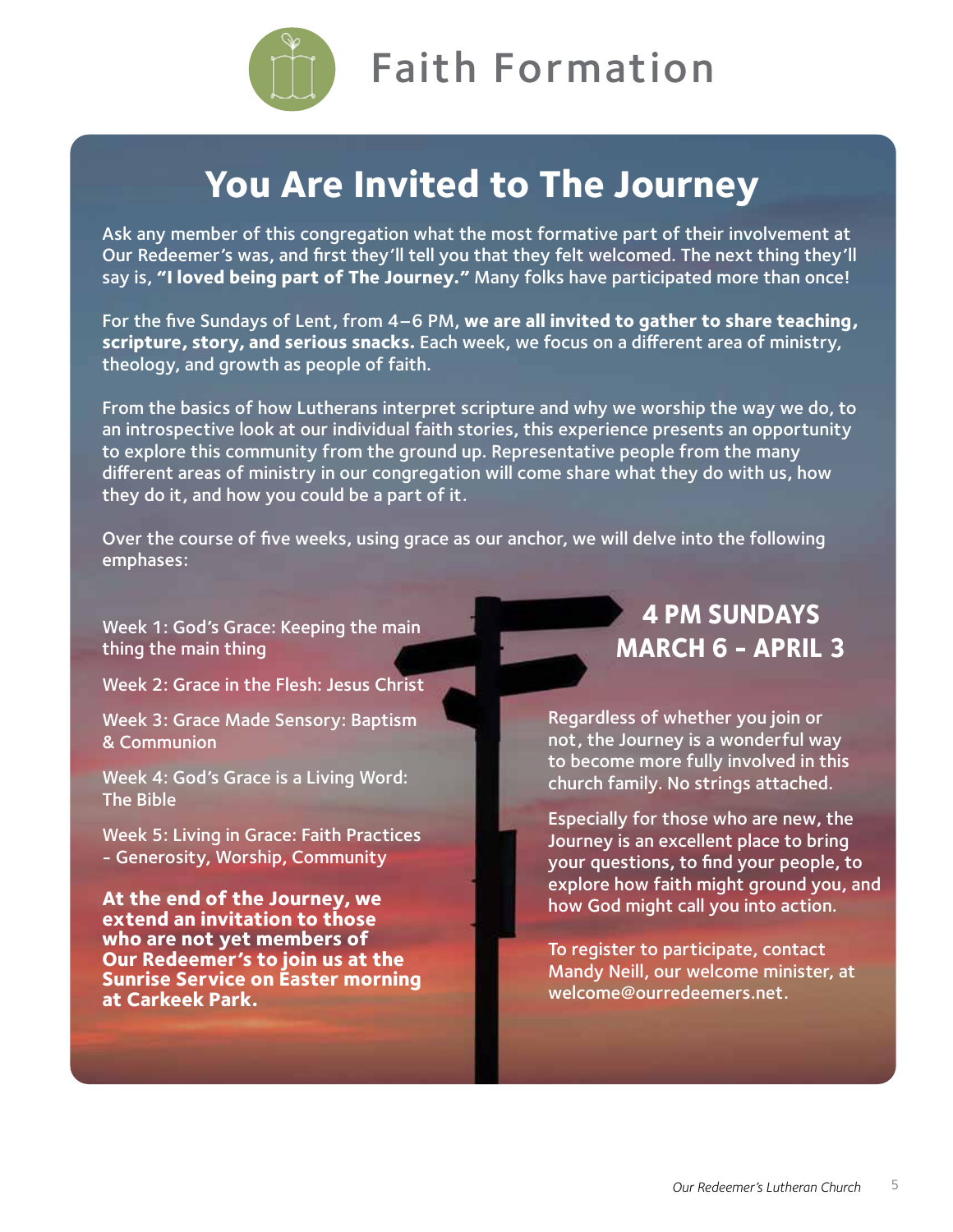# Faith Formation

## You Are Invited to The Journey

Ask any member of this congregation what the most formative part of their involvement at Our Redeemer's was, and first they'll tell you that they felt welcomed. The next thing they'll say is, **"I loved being part of The Journey."** Many folks have participated more than once!

For the five Sundays of Lent, from 4–6 PM, **we are all invited to gather to share teaching, scripture, story, and serious snacks.** Each week, we focus on a different area of ministry, theology, and growth as people of faith.

From the basics of how Lutherans interpret scripture and why we worship the way we do, to an introspective look at our individual faith stories, this experience presents an opportunity to explore this community from the ground up. Representative people from the many different areas of ministry in our congregation will come share what they do with us, how they do it, and how you could be a part of it.

Over the course of five weeks, using grace as our anchor, we will delve into the following emphases:

Week 1: God's Grace: Keeping the main thing the main thing

Week 2: Grace in the Flesh: Jesus Christ

Week 3: Grace Made Sensory: Baptism & Communion

Week 4: God's Grace is a Living Word: The Bible

Week 5: Living in Grace: Faith Practices - Generosity, Worship, Community

**At the end of the Journey, we extend an invitation to those who are not yet members of Our Redeemer's to join us at the Sunrise Service on Easter morning at Carkeek Park.**

### 4 PM SUNDAYS MARCH 6 - APRIL 3

Regardless of whether you join or not, the Journey is a wonderful way to become more fully involved in this church family. No strings attached.

Especially for those who are new, the Journey is an excellent place to bring your questions, to find your people, to explore how faith might ground you, and how God might call you into action.

To register to participate, contact Mandy Neill, our welcome minister, at welcome@ourredeemers.net.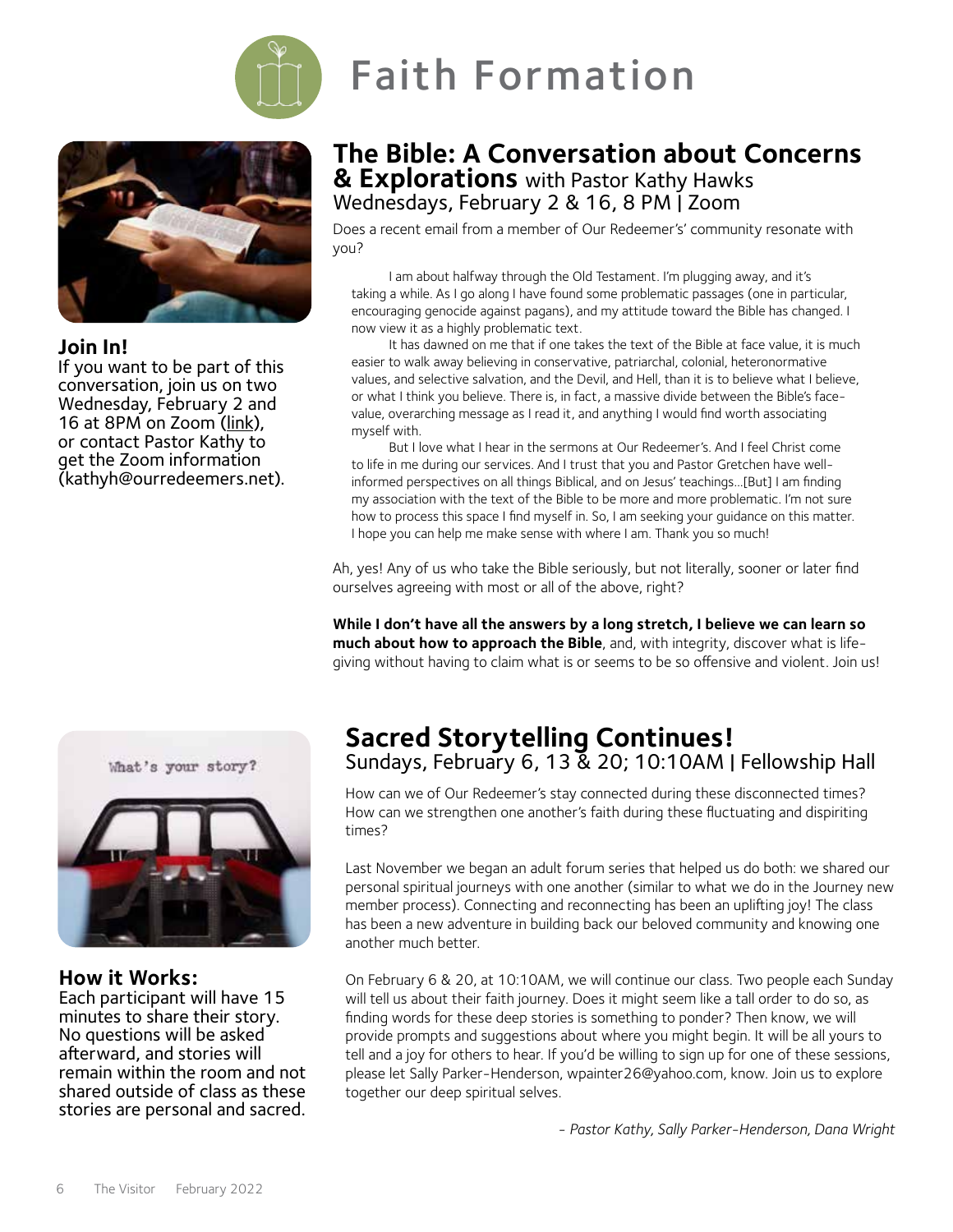# Faith Formation

## The Bible: A Conversation about Concerns & Explorations with Pastor Kathy Hawks

Wednesdays, February 2 & 16, 8 PM | Zoom

Does a recent email from a member of Our Redeemer's' community resonate with you?

> I am about halfway through the Old Testament. I'm plugging away, and it's taking a while. As I go along I have found some problematic passages (one in particular, encouraging genocide against pagans), and my attitude toward the Bible has changed. I now view it as a highly problematic text.
>
> It has dawned on me that if one takes the text of the Bible at face value, it is much easier to walk away believing in conservative, patriarchal, colonial, heteronormative values, and selective salvation, and the Devil, and Hell, than it is to believe what I believe, or what I think you believe. There is, in fact, a massive divide between the Bible's face-value, overarching message as I read it, and anything I would find worth associating myself with.
>
> But I love what I hear in the sermons at Our Redeemer's. And I feel Christ come to life in me during our services. And I trust that you and Pastor Gretchen have well-informed perspectives on all things Biblical, and on Jesus' teachings...[But] I am finding my association with the text of the Bible to be more and more problematic. I'm not sure how to process this space I find myself in. So, I am seeking your guidance on this matter. I hope you can help me make sense with where I am. Thank you so much!

Ah, yes! Any of us who take the Bible seriously, but not literally, sooner or later find ourselves agreeing with most or all of the above, right?

**While I don't have all the answers by a long stretch, I believe we can learn so much about how to approach the Bible**, and, with integrity, discover what is life-giving without having to claim what is or seems to be so offensive and violent. Join us!

### Join In!

If you want to be part of this conversation, join us on two Wednesday, February 2 and 16 at 8PM on Zoom (link), or contact Pastor Kathy to get the Zoom information (kathyh@ourredeemers.net).

## Sacred Storytelling Continues!

Sundays, February 6, 13 & 20; 10:10AM | Fellowship Hall

How can we of Our Redeemer's stay connected during these disconnected times? How can we strengthen one another's faith during these fluctuating and dispiriting times?

Last November we began an adult forum series that helped us do both: we shared our personal spiritual journeys with one another (similar to what we do in the Journey new member process). Connecting and reconnecting has been an uplifting joy! The class has been a new adventure in building back our beloved community and knowing one another much better.

On February 6 & 20, at 10:10AM, we will continue our class. Two people each Sunday will tell us about their faith journey. Does it might seem like a tall order to do so, as finding words for these deep stories is something to ponder? Then know, we will provide prompts and suggestions about where you might begin. It will be all yours to tell and a joy for others to hear. If you'd be willing to sign up for one of these sessions, please let Sally Parker-Henderson, wpainter26@yahoo.com, know. Join us to explore together our deep spiritual selves.

*- Pastor Kathy, Sally Parker-Henderson, Dana Wright*

### How it Works:

Each participant will have 15 minutes to share their story. No questions will be asked afterward, and stories will remain within the room and not shared outside of class as these stories are personal and sacred.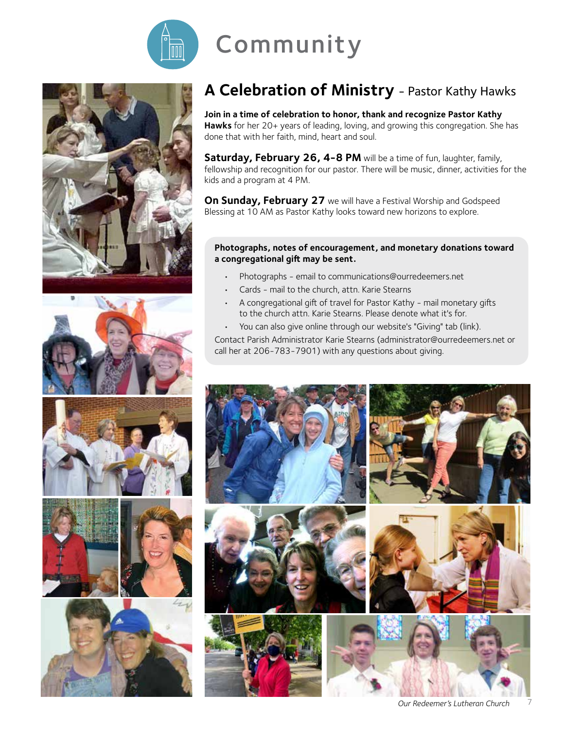# Community

## A Celebration of Ministry - Pastor Kathy Hawks

**Join in a time of celebration to honor, thank and recognize Pastor Kathy Hawks** for her 20+ years of leading, loving, and growing this congregation. She has done that with her faith, mind, heart and soul.

**Saturday, February 26, 4-8 PM** will be a time of fun, laughter, family, fellowship and recognition for our pastor. There will be music, dinner, activities for the kids and a program at 4 PM.

**On Sunday, February 27** we will have a Festival Worship and Godspeed Blessing at 10 AM as Pastor Kathy looks toward new horizons to explore.

**Photographs, notes of encouragement, and monetary donations toward a congregational gift may be sent.**

- Photographs - email to communications@ourredeemers.net
- Cards - mail to the church, attn. Karie Stearns
- A congregational gift of travel for Pastor Kathy - mail monetary gifts to the church attn. Karie Stearns. Please denote what it's for.
- You can also give online through our website's "Giving" tab (link).

Contact Parish Administrator Karie Stearns (administrator@ourredeemers.net or call her at 206-783-7901) with any questions about giving.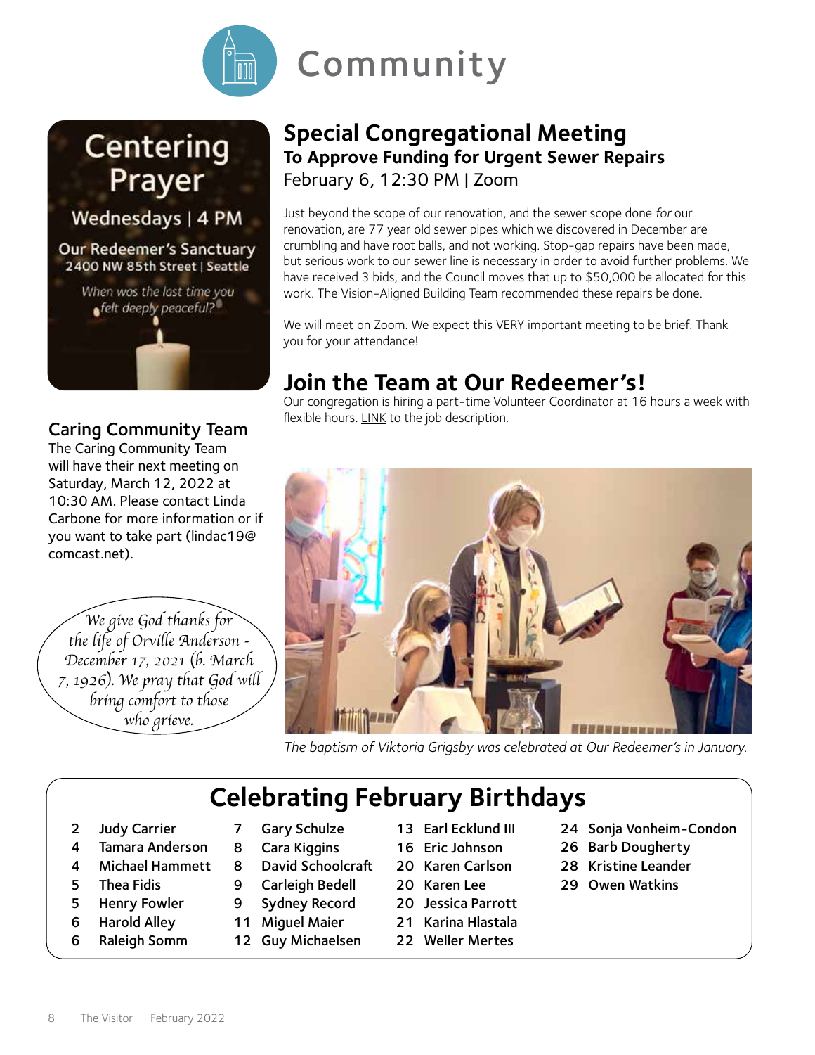# Community

## Centering Prayer

Wednesdays | 4 PM

Our Redeemer's Sanctuary
2400 NW 85th Street | Seattle

*When was the last time you felt deeply peaceful?*

## Caring Community Team

The Caring Community Team will have their next meeting on Saturday, March 12, 2022 at 10:30 AM. Please contact Linda Carbone for more information or if you want to take part (lindac19@comcast.net).

*We give God thanks for the life of Orville Anderson - December 17, 2021 (b. March 7, 1926). We pray that God will bring comfort to those who grieve.*

## Special Congregational Meeting

### To Approve Funding for Urgent Sewer Repairs

February 6, 12:30 PM | Zoom

Just beyond the scope of our renovation, and the sewer scope done *for* our renovation, are 77 year old sewer pipes which we discovered in December are crumbling and have root balls, and not working. Stop-gap repairs have been made, but serious work to our sewer line is necessary in order to avoid further problems. We have received 3 bids, and the Council moves that up to $50,000 be allocated for this work. The Vision-Aligned Building Team recommended these repairs be done.

We will meet on Zoom. We expect this VERY important meeting to be brief. Thank you for your attendance!

## Join the Team at Our Redeemer's!

Our congregation is hiring a part-time Volunteer Coordinator at 16 hours a week with flexible hours. LINK to the job description.

*The baptism of Viktoria Grigsby was celebrated at Our Redeemer's in January.*

## Celebrating February Birthdays

- 2 Judy Carrier
- 4 Tamara Anderson
- 4 Michael Hammett
- 5 Thea Fidis
- 5 Henry Fowler
- 6 Harold Alley
- 6 Raleigh Somm
- 7 Gary Schulze
- 8 Cara Kiggins
- 8 David Schoolcraft
- 9 Carleigh Bedell
- 9 Sydney Record
- 11 Miguel Maier
- 12 Guy Michaelsen
- 13 Earl Ecklund III
- 16 Eric Johnson
- 20 Karen Carlson
- 20 Karen Lee
- 20 Jessica Parrott
- 21 Karina Hlastala
- 22 Weller Mertes
- 24 Sonja Vonheim-Condon
- 26 Barb Dougherty
- 28 Kristine Leander
- 29 Owen Watkins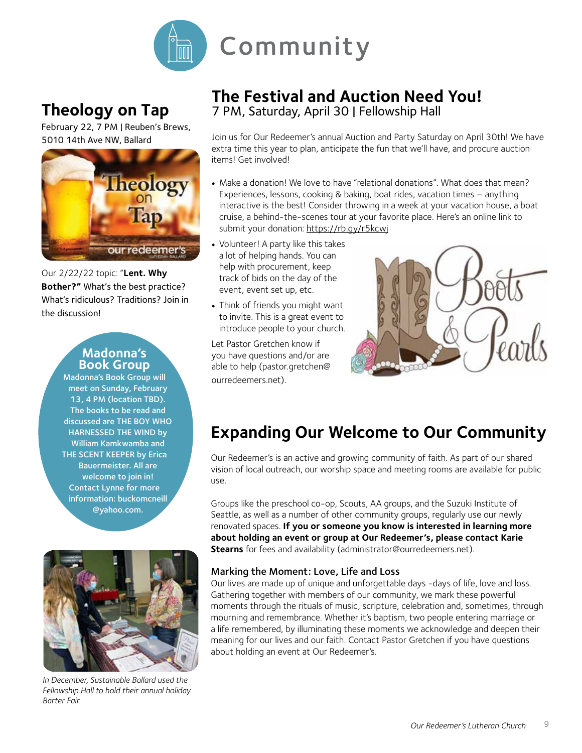# Community

## Theology on Tap

February 22, 7 PM | Reuben's Brews, 5010 14th Ave NW, Ballard

Our 2/22/22 topic: "**Lent. Why Bother?"** What's the best practice? What's ridiculous? Traditions? Join in the discussion!

### Madonna's Book Group

**Madonna's Book Group will meet on Sunday, February 13, 4 PM (location TBD). The books to be read and discussed are THE BOY WHO HARNESSED THE WIND by William Kamkwamba and THE SCENT KEEPER by Erica Bauermeister. All are welcome to join in! Contact Lynne for more information: buckomcneill@yahoo.com.**

*In December, Sustainable Ballard used the Fellowship Hall to hold their annual holiday Barter Fair.*

## The Festival and Auction Need You!

7 PM, Saturday, April 30 | Fellowship Hall

Join us for Our Redeemer's annual Auction and Party Saturday on April 30th! We have extra time this year to plan, anticipate the fun that we'll have, and procure auction items! Get involved!

- Make a donation! We love to have "relational donations". What does that mean? Experiences, lessons, cooking & baking, boat rides, vacation times – anything interactive is the best! Consider throwing in a week at your vacation house, a boat cruise, a behind-the-scenes tour at your favorite place. Here's an online link to submit your donation: https://rb.gy/r5kcwj
- Volunteer! A party like this takes a lot of helping hands. You can help with procurement, keep track of bids on the day of the event, event set up, etc.
- Think of friends you might want to invite. This is a great event to introduce people to your church.

Let Pastor Gretchen know if you have questions and/or are able to help (pastor.gretchen@ourredeemers.net).

## Expanding Our Welcome to Our Community

Our Redeemer's is an active and growing community of faith. As part of our shared vision of local outreach, our worship space and meeting rooms are available for public use.

Groups like the preschool co-op, Scouts, AA groups, and the Suzuki Institute of Seattle, as well as a number of other community groups, regularly use our newly renovated spaces. **If you or someone you know is interested in learning more about holding an event or group at Our Redeemer's, please contact Karie Stearns** for fees and availability (administrator@ourredeemers.net).

### Marking the Moment: Love, Life and Loss

Our lives are made up of unique and unforgettable days -days of life, love and loss. Gathering together with members of our community, we mark these powerful moments through the rituals of music, scripture, celebration and, sometimes, through mourning and remembrance. Whether it's baptism, two people entering marriage or a life remembered, by illuminating these moments we acknowledge and deepen their meaning for our lives and our faith. Contact Pastor Gretchen if you have questions about holding an event at Our Redeemer's.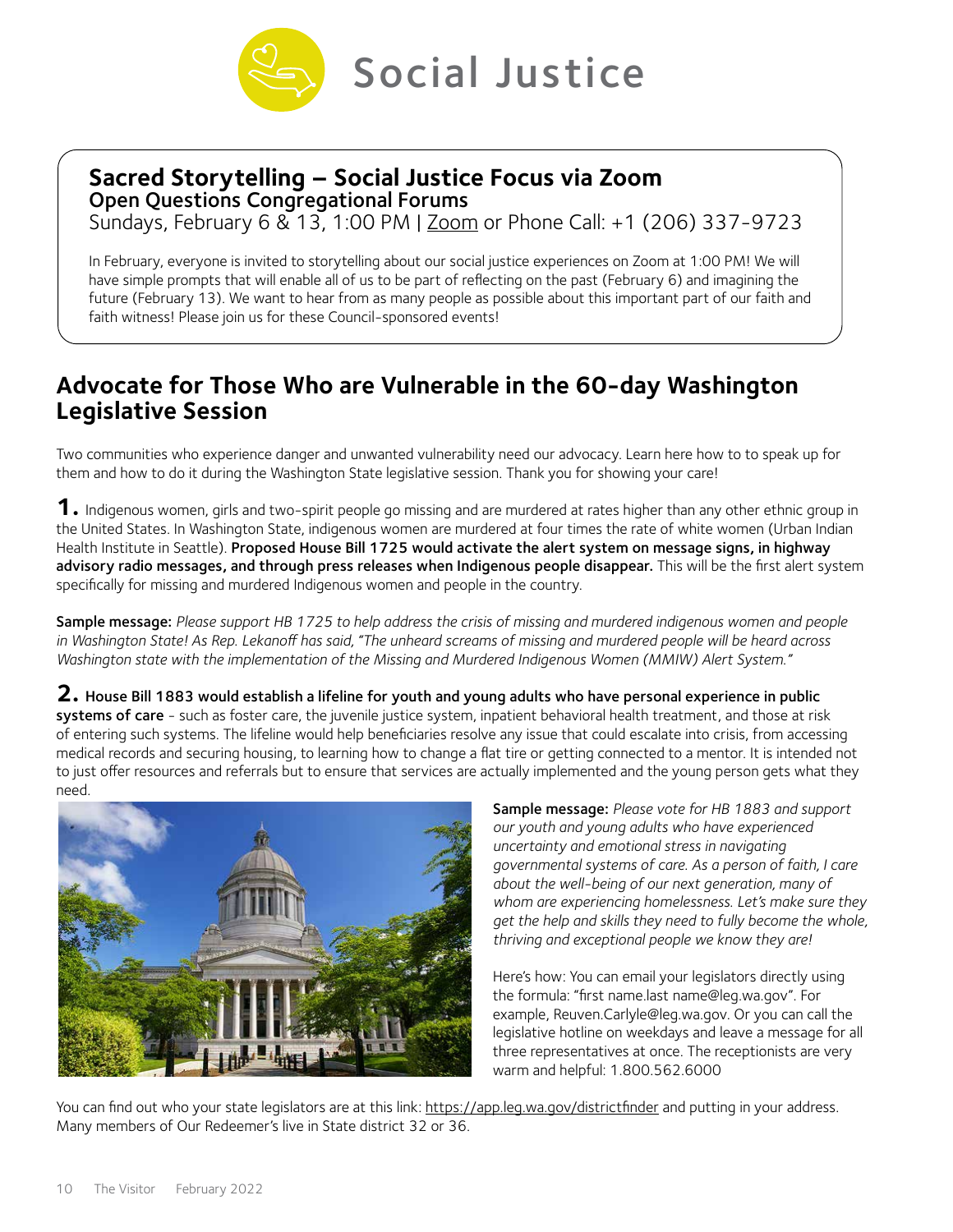# Social Justice

## Sacred Storytelling – Social Justice Focus via Zoom

### Open Questions Congregational Forums

Sundays, February 6 & 13, 1:00 PM | Zoom or Phone Call: +1 (206) 337-9723

In February, everyone is invited to storytelling about our social justice experiences on Zoom at 1:00 PM! We will have simple prompts that will enable all of us to be part of reflecting on the past (February 6) and imagining the future (February 13). We want to hear from as many people as possible about this important part of our faith and faith witness! Please join us for these Council-sponsored events!

## Advocate for Those Who are Vulnerable in the 60-day Washington Legislative Session

Two communities who experience danger and unwanted vulnerability need our advocacy. Learn here how to to speak up for them and how to do it during the Washington State legislative session. Thank you for showing your care!

**1.** Indigenous women, girls and two-spirit people go missing and are murdered at rates higher than any other ethnic group in the United States. In Washington State, indigenous women are murdered at four times the rate of white women (Urban Indian Health Institute in Seattle). **Proposed House Bill 1725 would activate the alert system on message signs, in highway advisory radio messages, and through press releases when Indigenous people disappear.** This will be the first alert system specifically for missing and murdered Indigenous women and people in the country.

**Sample message:** *Please support HB 1725 to help address the crisis of missing and murdered indigenous women and people in Washington State! As Rep. Lekanoff has said, "The unheard screams of missing and murdered people will be heard across Washington state with the implementation of the Missing and Murdered Indigenous Women (MMIW) Alert System."*

**2. House Bill 1883 would establish a lifeline for youth and young adults who have personal experience in public systems of care** - such as foster care, the juvenile justice system, inpatient behavioral health treatment, and those at risk of entering such systems. The lifeline would help beneficiaries resolve any issue that could escalate into crisis, from accessing medical records and securing housing, to learning how to change a flat tire or getting connected to a mentor. It is intended not to just offer resources and referrals but to ensure that services are actually implemented and the young person gets what they need.

**Sample message:** *Please vote for HB 1883 and support our youth and young adults who have experienced uncertainty and emotional stress in navigating governmental systems of care. As a person of faith, I care about the well-being of our next generation, many of whom are experiencing homelessness. Let's make sure they get the help and skills they need to fully become the whole, thriving and exceptional people we know they are!*

Here's how: You can email your legislators directly using the formula: "first name.last name@leg.wa.gov". For example, Reuven.Carlyle@leg.wa.gov. Or you can call the legislative hotline on weekdays and leave a message for all three representatives at once. The receptionists are very warm and helpful: 1.800.562.6000

You can find out who your state legislators are at this link: https://app.leg.wa.gov/districtfinder and putting in your address. Many members of Our Redeemer's live in State district 32 or 36.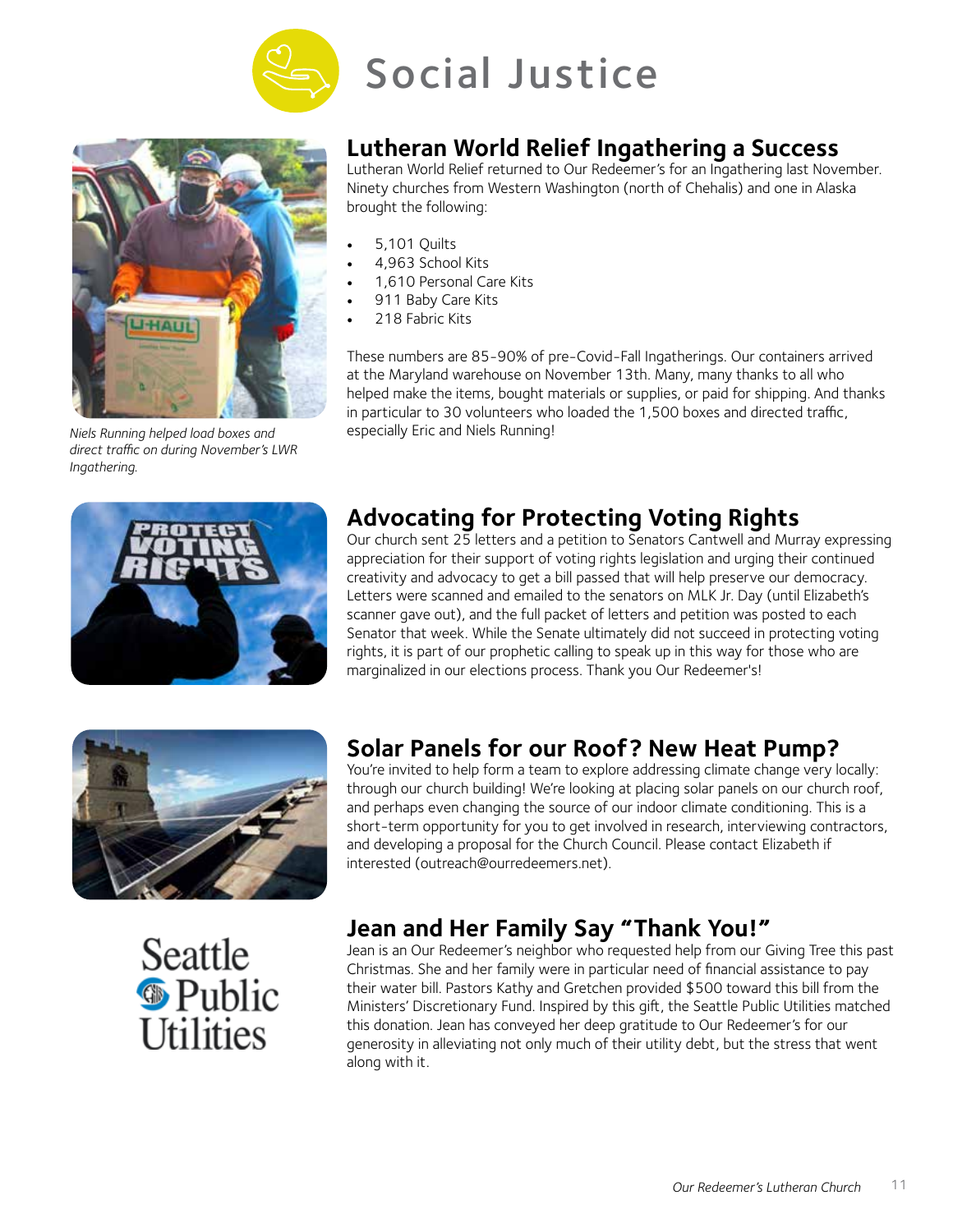# Social Justice

*Niels Running helped load boxes and direct traffic on during November's LWR Ingathering.*

## Lutheran World Relief Ingathering a Success

Lutheran World Relief returned to Our Redeemer's for an Ingathering last November. Ninety churches from Western Washington (north of Chehalis) and one in Alaska brought the following:

- 5,101 Quilts
- 4,963 School Kits
- 1,610 Personal Care Kits
- 911 Baby Care Kits
- 218 Fabric Kits

These numbers are 85-90% of pre-Covid-Fall Ingatherings. Our containers arrived at the Maryland warehouse on November 13th. Many, many thanks to all who helped make the items, bought materials or supplies, or paid for shipping. And thanks in particular to 30 volunteers who loaded the 1,500 boxes and directed traffic, especially Eric and Niels Running!

## Advocating for Protecting Voting Rights

Our church sent 25 letters and a petition to Senators Cantwell and Murray expressing appreciation for their support of voting rights legislation and urging their continued creativity and advocacy to get a bill passed that will help preserve our democracy. Letters were scanned and emailed to the senators on MLK Jr. Day (until Elizabeth's scanner gave out), and the full packet of letters and petition was posted to each Senator that week. While the Senate ultimately did not succeed in protecting voting rights, it is part of our prophetic calling to speak up in this way for those who are marginalized in our elections process. Thank you Our Redeemer's!

## Solar Panels for our Roof? New Heat Pump?

You're invited to help form a team to explore addressing climate change very locally: through our church building! We're looking at placing solar panels on our church roof, and perhaps even changing the source of our indoor climate conditioning. This is a short-term opportunity for you to get involved in research, interviewing contractors, and developing a proposal for the Church Council. Please contact Elizabeth if interested (outreach@ourredeemers.net).

## Jean and Her Family Say "Thank You!"

Jean is an Our Redeemer's neighbor who requested help from our Giving Tree this past Christmas. She and her family were in particular need of financial assistance to pay their water bill. Pastors Kathy and Gretchen provided $500 toward this bill from the Ministers' Discretionary Fund. Inspired by this gift, the Seattle Public Utilities matched this donation. Jean has conveyed her deep gratitude to Our Redeemer's for our generosity in alleviating not only much of their utility debt, but the stress that went along with it.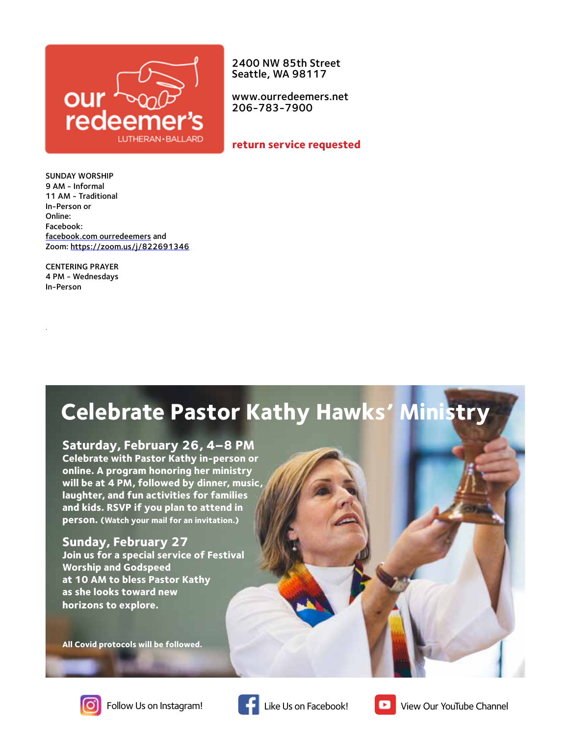our redeemer's LUTHERAN•BALLARD

2400 NW 85th Street
Seattle, WA 98117

www.ourredeemers.net
206-783-7900

**return service requested**

SUNDAY WORSHIP
9 AM - Informal
11 AM - Traditional
In-Person or
Online:
Facebook:
facebook.com ourredeemers and
Zoom: https://zoom.us/j/822691346

CENTERING PRAYER
4 PM - Wednesdays
In-Person

# Celebrate Pastor Kathy Hawks' Ministry

## Saturday, February 26, 4–8 PM

**Celebrate with Pastor Kathy in-person or online. A program honoring her ministry will be at 4 PM, followed by dinner, music, laughter, and fun activities for families and kids. RSVP if you plan to attend in person.** (Watch your mail for an invitation.)

## Sunday, February 27

**Join us for a special service of Festival Worship and Godspeed at 10 AM to bless Pastor Kathy as she looks toward new horizons to explore.**

**All Covid protocols will be followed.**

Follow Us on Instagram! Like Us on Facebook! View Our YouTube Channel